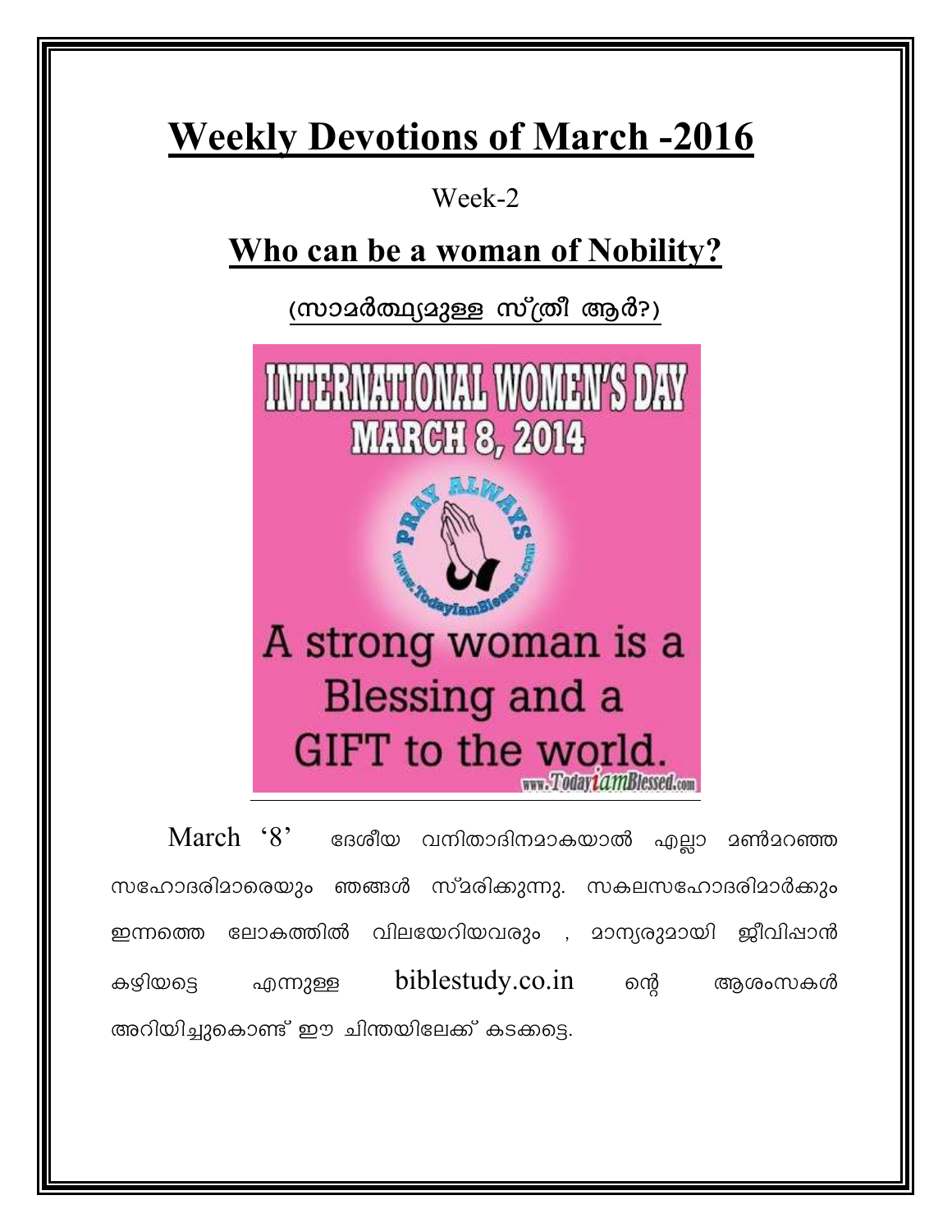# Weekly Devotions of March -2016

Week-2

## Who can be a woman of Nobility?

**(സാമർത്ഥ്യമുള്ള സ്ത്രീ ആർ?)**

March '8' ദേശീയ വനിതാദിനമാകയാൽ എല്ലാ മൺമറഞ്ഞ സഹോദരിമാരെയും ഞങ്ങൾ സ്മരിക്കുന്നു. സകലസഹോദരിമാർക്കും ഇന്നത്തെ ലോകത്തിൽ വിലയേറിയവരും , മാന്യരുമായി ജീവിപ്പാൻ കഴിയട്ടെ എന്നുള്ള biblestudy.co.in ന്റെ ആശംസകൾ അറിയിച്ചുകൊണ്ട് ഈ ചിന്തയിലേക്ക് കടക്കട്ടെ.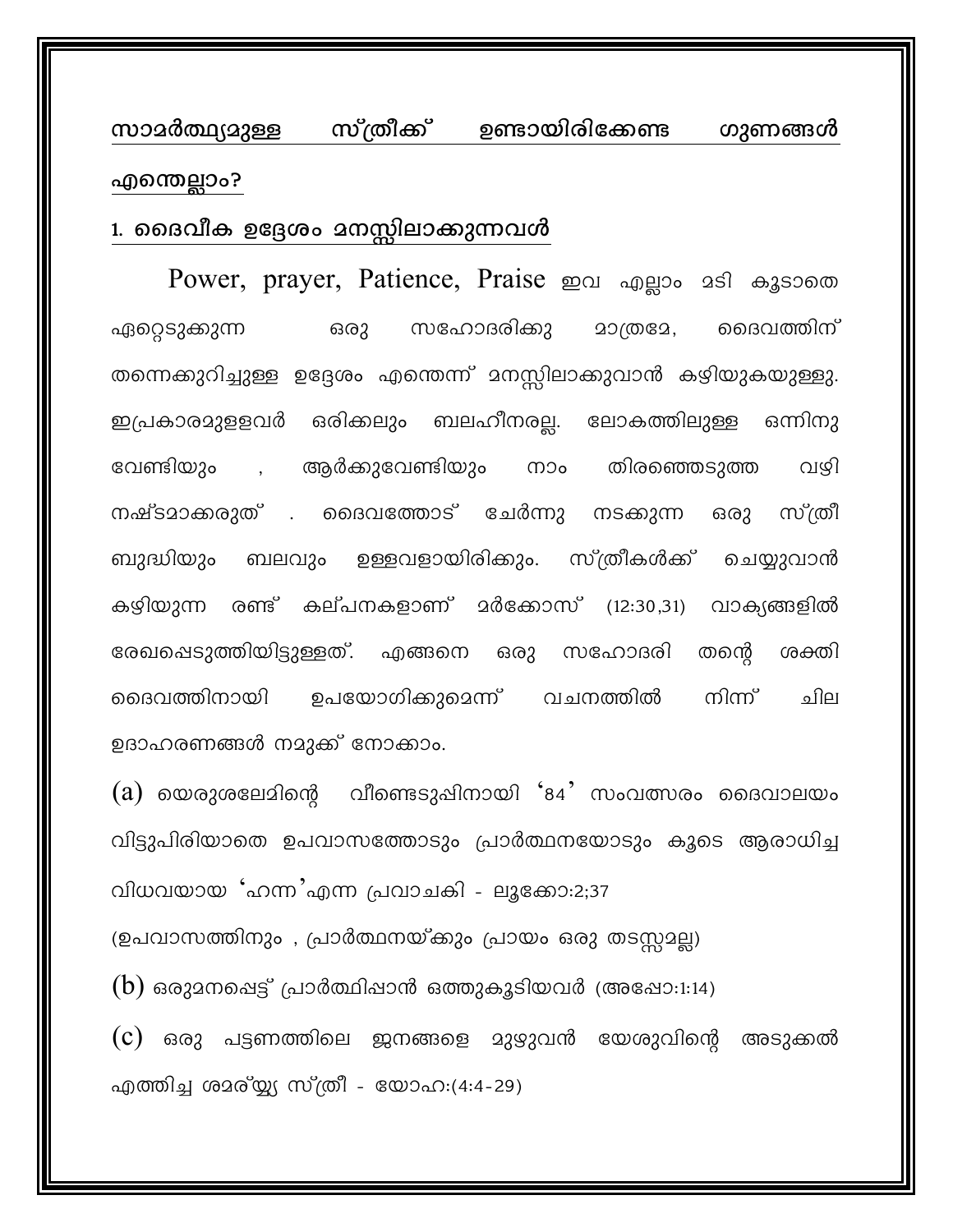## സാമർത്ഥ്യമുള്ള സ്ത്രീക്ക് ഉണ്ടായിരിക്കേണ്ട ഗുണങ്ങൾ എന്തെല്ലാം?

### 1. ദൈവീക ഉദ്ദേശം മനസ്സിലാക്കുന്നവൾ

Power, prayer, Patience, Praise ഇവ എല്ലാം മടി കൂടാതെ ഏറ്റെടുക്കുന്ന ഒരു സഹോദരിക്കു മാത്രമേ, ദൈവത്തിന് തന്നെക്കുറിച്ചുള്ള ഉദ്ദേശം എന്തെന്ന് മനസ്സിലാക്കുവാൻ കഴിയുകയുള്ളു. ഇപ്രകാരമുളളവർ ഒരിക്കലും ബലഹീനരല്ല. ലോകത്തിലുള്ള ഒന്നിനു വേണ്ടിയും , ആർക്കുവേണ്ടിയും നാം തിരഞ്ഞെടുത്ത വഴി നഷ്ടമാക്കരുത് . ദൈവത്തോട് ചേർന്നു നടക്കുന്ന ഒരു സ്ത്രീ ബുദ്ധിയും ബലവും ഉള്ളവളായിരിക്കും. സ്ത്രീകൾക്ക് ചെയ്യുവാൻ കഴിയുന്ന രണ്ട് കല്പനകളാണ് മർക്കോസ് (12:30,31) വാക്യങ്ങളിൽ രേഖപ്പെടുത്തിയിട്ടുള്ളത്. എങ്ങനെ ഒരു സഹോദരി തന്റെ ശക്തി ദൈവത്തിനായി ഉപയോഗിക്കുമെന്ന് വചനത്തിൽ നിന്ന് ചില ഉദാഹരണങ്ങൾ നമുക്ക് നോക്കാം.

(a) യെരുശലേമിന്റെ വീണ്ടെടുപ്പിനായി '84' സംവത്സരം ദൈവാലയം വിട്ടുപിരിയാതെ ഉപവാസത്തോടും പ്രാർത്ഥനയോടും കൂടെ ആരാധിച്ച വിധവയായ 'ഹന്ന'എന്ന പ്രവാചകി - ലൂക്കോ:2;37

(ഉപവാസത്തിനും , പ്രാർത്ഥനയ്ക്കും പ്രായം ഒരു തടസ്സമല്ല)

(b) ഒരുമനപ്പെട്ട് പ്രാർത്ഥിപ്പാൻ ഒത്തുകൂടിയവർ (അപ്പോ:1:14)

(c) ഒരു പട്ടണത്തിലെ ജനങ്ങളെ മുഴുവൻ യേശുവിന്റെ അടുക്കൽ എത്തിച്ച ശമര്യ്യ സ്ത്രീ - യോഹ:(4:4-29)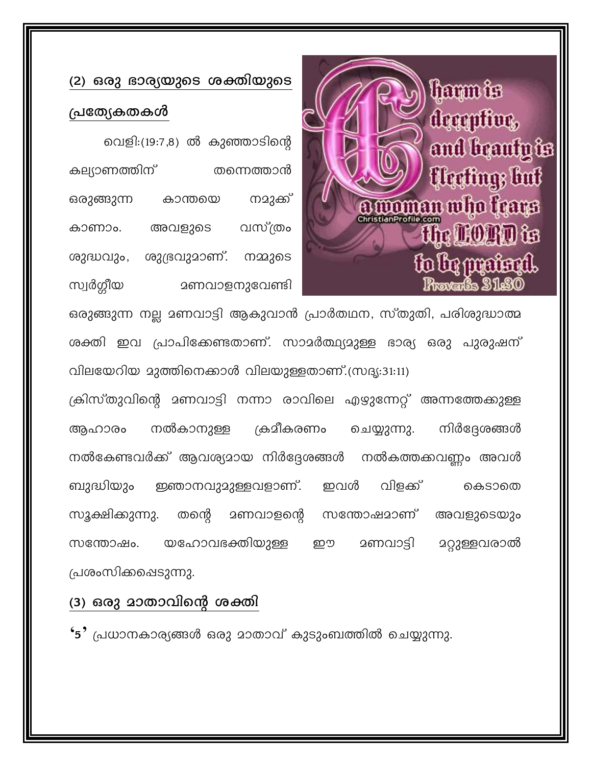## (2) ഒരു ഭാര്യയുടെ ശക്തിയുടെ പ്രത്യേകതകൾ

വെളി:(19:7,8) ൽ കുഞ്ഞാടിന്റെ കല്യാണത്തിന് തന്നെത്താൻ ഒരുങ്ങുന്ന കാന്തയെ നമുക്ക് കാണാം. അവളുടെ വസ്ത്രം ശുദ്ധവും, ശുഭ്രവുമാണ്. നമ്മുടെ സ്വർഗ്ഗീയ മണവാളനുവേണ്ടി ഒരുങ്ങുന്ന നല്ല മണവാട്ടി ആകുവാൻ പ്രാർത്ഥന, സ്തുതി, പരിശുദ്ധാത്മ ശക്തി ഇവ പ്രാപിക്കേണ്ടതാണ്. സാമർത്ഥ്യമുള്ള ഭാര്യ ഒരു പുരുഷന് വിലയേറിയ മുത്തിനെക്കാൾ വിലയുള്ളതാണ്.(സദൃ:31:11)

ക്രിസ്തുവിന്റെ മണവാട്ടി നന്നാ രാവിലെ എഴുന്നേറ്റ് അന്നത്തേക്കുള്ള ആഹാരം നൽകാനുള്ള ക്രമീകരണം ചെയ്യുന്നു. നിർദ്ദേശങ്ങൾ നൽകേണ്ടവർക്ക് ആവശ്യമായ നിർദ്ദേശങ്ങൾ നൽകത്തക്കവണ്ണം അവൾ ബുദ്ധിയും ജ്ഞാനവുമുള്ളവളാണ്. ഇവൾ വിളക്ക് കെടാതെ സൂക്ഷിക്കുന്നു. തന്റെ മണവാളന്റെ സന്തോഷമാണ് അവളുടെയും സന്തോഷം. യഹോവഭക്തിയുള്ള ഈ മണവാട്ടി മറ്റുള്ളവരാൽ പ്രശംസിക്കപ്പെടുന്നു.

## (3) ഒരു മാതാവിന്റെ ശക്തി

**'5'** പ്രധാനകാര്യങ്ങൾ ഒരു മാതാവ് കുടുംബത്തിൽ ചെയ്യുന്നു.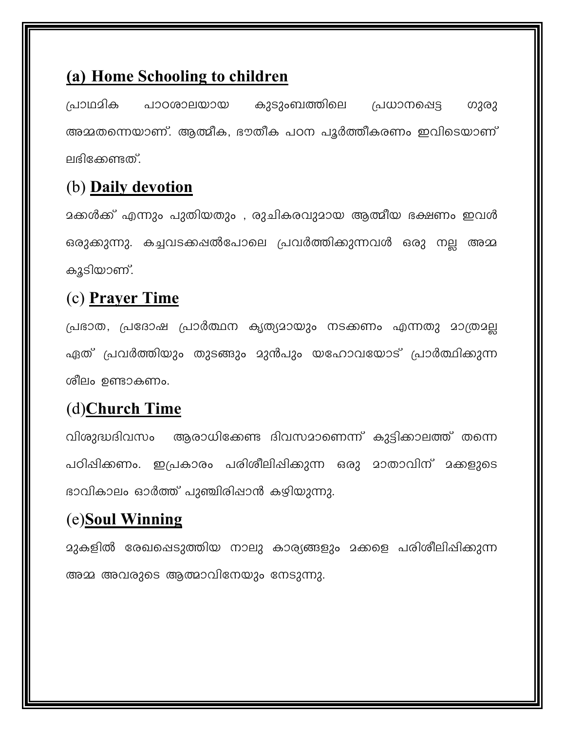## (a) Home Schooling to children

പ്രാഥമിക പാഠശാലയായ കുടുംബത്തിലെ പ്രധാനപ്പെട്ട ഗുരു അമ്മതന്നെയാണ്. ആത്മീക, ഭൗതീക പഠന പൂർത്തീകരണം ഇവിടെയാണ് ലഭിക്കേണ്ടത്.

## (b) Daily devotion

മക്കൾക്ക് എന്നും പുതിയതും , രുചികരവുമായ ആത്മീയ ഭക്ഷണം ഇവൾ ഒരുക്കുന്നു. കച്ചവടക്കപ്പൽപോലെ പ്രവർത്തിക്കുന്നവൾ ഒരു നല്ല അമ്മ കൂടിയാണ്.

## (c) Prayer Time

പ്രഭാത, പ്രദോഷ പ്രാർത്ഥന കൃത്യമായും നടക്കണം എന്നതു മാത്രമല്ല ഏത് പ്രവർത്തിയും തുടങ്ങും മുൻപും യഹോവയോട് പ്രാർത്ഥിക്കുന്ന ശീലം ഉണ്ടാകണം.

## (d)Church Time

വിശുദ്ധദിവസം ആരാധിക്കേണ്ട ദിവസമാണെന്ന് കുട്ടിക്കാലത്ത് തന്നെ പഠിപ്പിക്കണം. ഇപ്രകാരം പരിശീലിപ്പിക്കുന്ന ഒരു മാതാവിന് മക്കളുടെ ഭാവികാലം ഓർത്ത് പുഞ്ചിരിപ്പാൻ കഴിയുന്നു.

## (e)Soul Winning

മുകളിൽ രേഖപ്പെടുത്തിയ നാലു കാര്യങ്ങളും മക്കളെ പരിശീലിപ്പിക്കുന്ന അമ്മ അവരുടെ ആത്മാവിനേയും നേടുന്നു.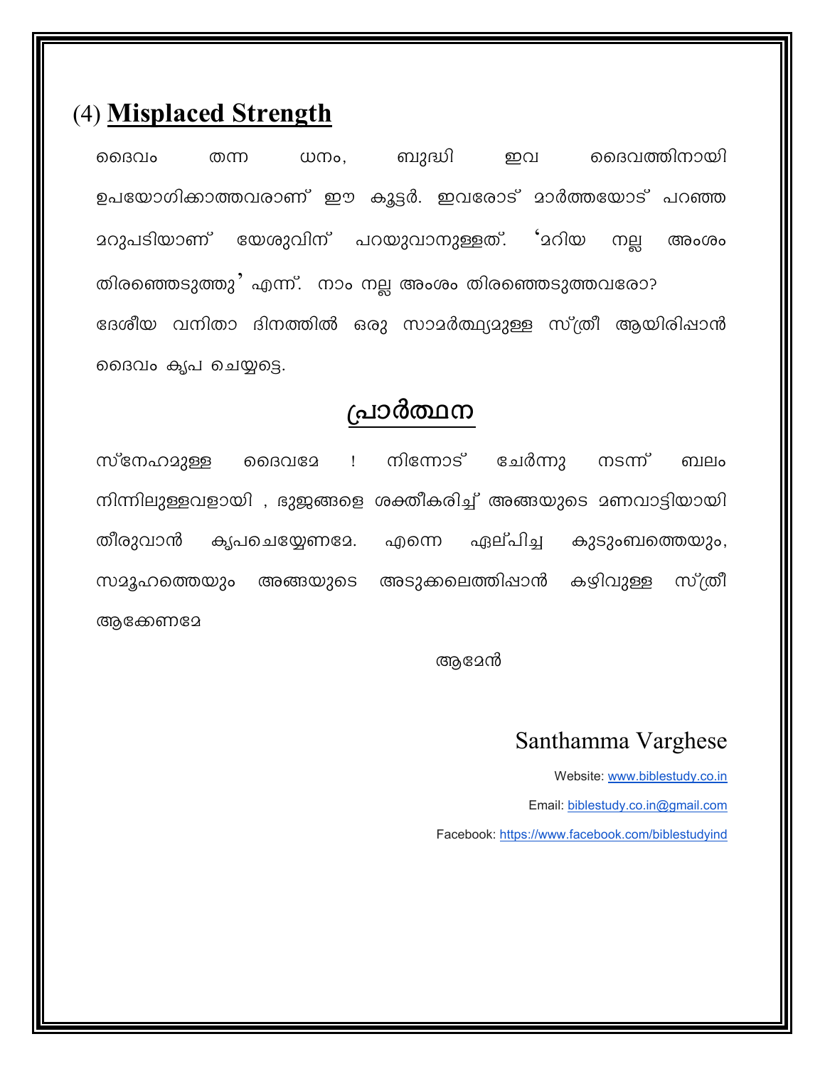## (4) **Misplaced Strength**

ദൈവം തന്ന ധനം, ബുദ്ധി ഇവ ദൈവത്തിനായി ഉപയോഗിക്കാത്തവരാണ് ഈ കൂട്ടർ. ഇവരോട് മാർത്തയോട് പറഞ്ഞ മറുപടിയാണ് യേശുവിന് പറയുവാനുള്ളത്. 'മറിയ നല്ല അംശം തിരഞ്ഞെടുത്തു' എന്ന്. നാം നല്ല അംശം തിരഞ്ഞെടുത്തവരോ? ദേശീയ വനിതാ ദിനത്തിൽ ഒരു സാമർത്ഥ്യമുള്ള സ്ത്രീ ആയിരിപ്പാൻ ദൈവം കൃപ ചെയ്യട്ടെ.

## പ്രാർത്ഥന

സ്നേഹമുള്ള ദൈവമേ ! നിന്നോട് ചേർന്നു നടന്ന് ബലം നിന്നിലുള്ളവളായി , ഭുജങ്ങളെ ശക്തീകരിച്ച് അങ്ങയുടെ മണവാട്ടിയായി തീരുവാൻ കൃപചെയ്യേണമേ. എന്നെ ഏല്പിച്ച കുടുംബത്തെയും, സമൂഹത്തെയും അങ്ങയുടെ അടുക്കലെത്തിപ്പാൻ കഴിവുള്ള സ്ത്രീ ആക്കേണമേ

ആമേൻ

Santhamma Varghese

Website: www.biblestudy.co.in

Email: biblestudy.co.in@gmail.com

Facebook: https://www.facebook.com/biblestudyind